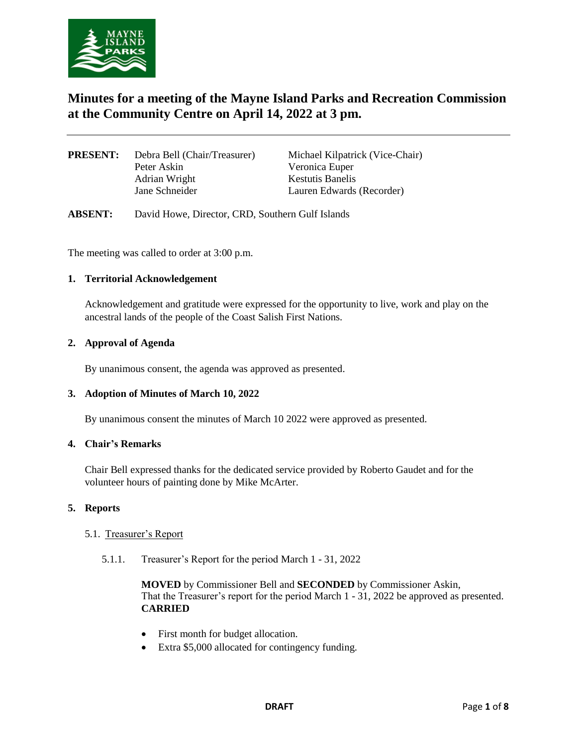# Minutes for a meeting of the Mayne Island Parks and Recreation Commission at the Community Centre on April 14, 2022 at 3 pm.

| **PRESENT:** | Debra Bell (Chair/Treasurer) | Michael Kilpatrick (Vice-Chair) |
|---|---|---|
| | Peter Askin | Veronica Euper |
| | Adrian Wright | Kestutis Banelis |
| | Jane Schneider | Lauren Edwards (Recorder) |

**ABSENT:** David Howe, Director, CRD, Southern Gulf Islands

The meeting was called to order at 3:00 p.m.

## 1. Territorial Acknowledgement

Acknowledgement and gratitude were expressed for the opportunity to live, work and play on the ancestral lands of the people of the Coast Salish First Nations.

## 2. Approval of Agenda

By unanimous consent, the agenda was approved as presented.

## 3. Adoption of Minutes of March 10, 2022

By unanimous consent the minutes of March 10 2022 were approved as presented.

## 4. Chair's Remarks

Chair Bell expressed thanks for the dedicated service provided by Roberto Gaudet and for the volunteer hours of painting done by Mike McArter.

## 5. Reports

### 5.1. Treasurer's Report

5.1.1. Treasurer's Report for the period March 1 - 31, 2022

**MOVED** by Commissioner Bell and **SECONDED** by Commissioner Askin,
That the Treasurer's report for the period March 1 - 31, 2022 be approved as presented.
**CARRIED**

- First month for budget allocation.
- Extra $5,000 allocated for contingency funding.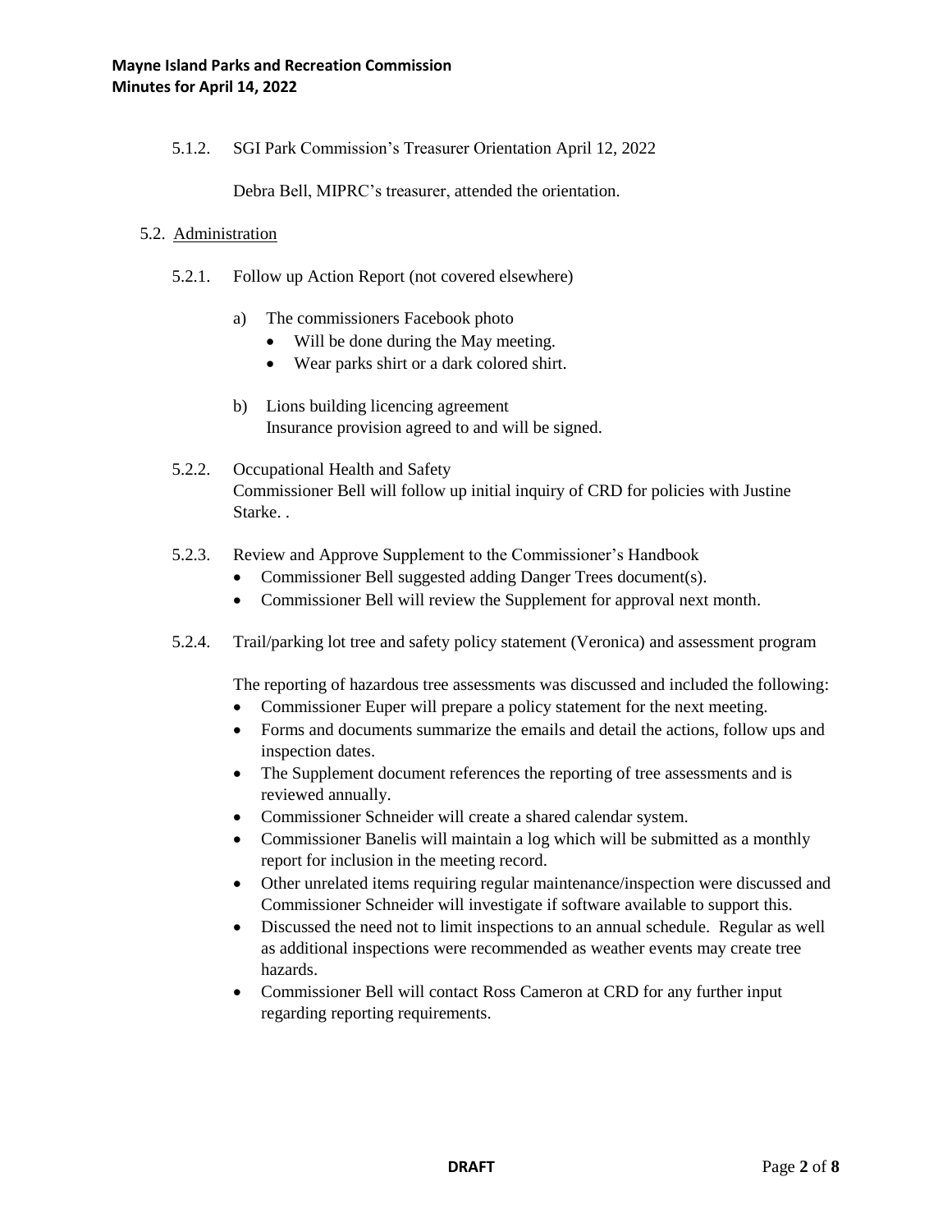5.1.2. SGI Park Commission's Treasurer Orientation April 12, 2022

Debra Bell, MIPRC's treasurer, attended the orientation.

5.2. <u>Administration</u>

5.2.1. Follow up Action Report (not covered elsewhere)

a) The commissioners Facebook photo
   - Will be done during the May meeting.
   - Wear parks shirt or a dark colored shirt.

b) Lions building licencing agreement
   Insurance provision agreed to and will be signed.

5.2.2. Occupational Health and Safety
Commissioner Bell will follow up initial inquiry of CRD for policies with Justine Starke. .

5.2.3. Review and Approve Supplement to the Commissioner's Handbook
- Commissioner Bell suggested adding Danger Trees document(s).
- Commissioner Bell will review the Supplement for approval next month.

5.2.4. Trail/parking lot tree and safety policy statement (Veronica) and assessment program

The reporting of hazardous tree assessments was discussed and included the following:
- Commissioner Euper will prepare a policy statement for the next meeting.
- Forms and documents summarize the emails and detail the actions, follow ups and inspection dates.
- The Supplement document references the reporting of tree assessments and is reviewed annually.
- Commissioner Schneider will create a shared calendar system.
- Commissioner Banelis will maintain a log which will be submitted as a monthly report for inclusion in the meeting record.
- Other unrelated items requiring regular maintenance/inspection were discussed and Commissioner Schneider will investigate if software available to support this.
- Discussed the need not to limit inspections to an annual schedule. Regular as well as additional inspections were recommended as weather events may create tree hazards.
- Commissioner Bell will contact Ross Cameron at CRD for any further input regarding reporting requirements.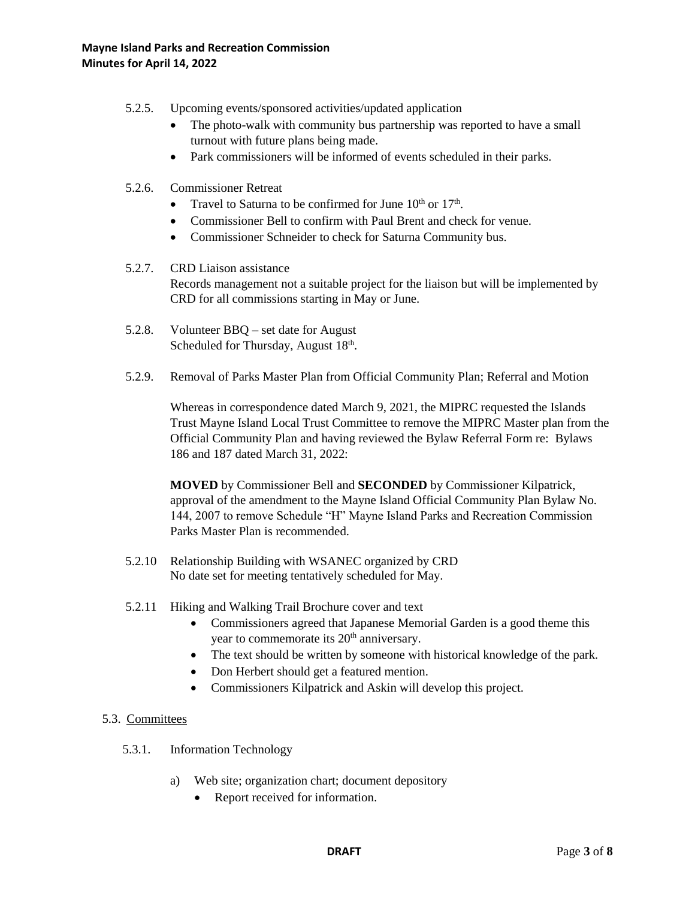5.2.5. Upcoming events/sponsored activities/updated application

- The photo-walk with community bus partnership was reported to have a small turnout with future plans being made.
- Park commissioners will be informed of events scheduled in their parks.

5.2.6. Commissioner Retreat

- Travel to Saturna to be confirmed for June 10th or 17th.
- Commissioner Bell to confirm with Paul Brent and check for venue.
- Commissioner Schneider to check for Saturna Community bus.

5.2.7. CRD Liaison assistance

Records management not a suitable project for the liaison but will be implemented by CRD for all commissions starting in May or June.

5.2.8. Volunteer BBQ – set date for August

Scheduled for Thursday, August 18th.

5.2.9. Removal of Parks Master Plan from Official Community Plan; Referral and Motion

Whereas in correspondence dated March 9, 2021, the MIPRC requested the Islands Trust Mayne Island Local Trust Committee to remove the MIPRC Master plan from the Official Community Plan and having reviewed the Bylaw Referral Form re: Bylaws 186 and 187 dated March 31, 2022:

**MOVED** by Commissioner Bell and **SECONDED** by Commissioner Kilpatrick, approval of the amendment to the Mayne Island Official Community Plan Bylaw No. 144, 2007 to remove Schedule "H" Mayne Island Parks and Recreation Commission Parks Master Plan is recommended.

5.2.10 Relationship Building with WSANEC organized by CRD

No date set for meeting tentatively scheduled for May.

5.2.11 Hiking and Walking Trail Brochure cover and text

- Commissioners agreed that Japanese Memorial Garden is a good theme this year to commemorate its 20th anniversary.
- The text should be written by someone with historical knowledge of the park.
- Don Herbert should get a featured mention.
- Commissioners Kilpatrick and Askin will develop this project.

5.3. Committees

5.3.1. Information Technology

a) Web site; organization chart; document depository

- Report received for information.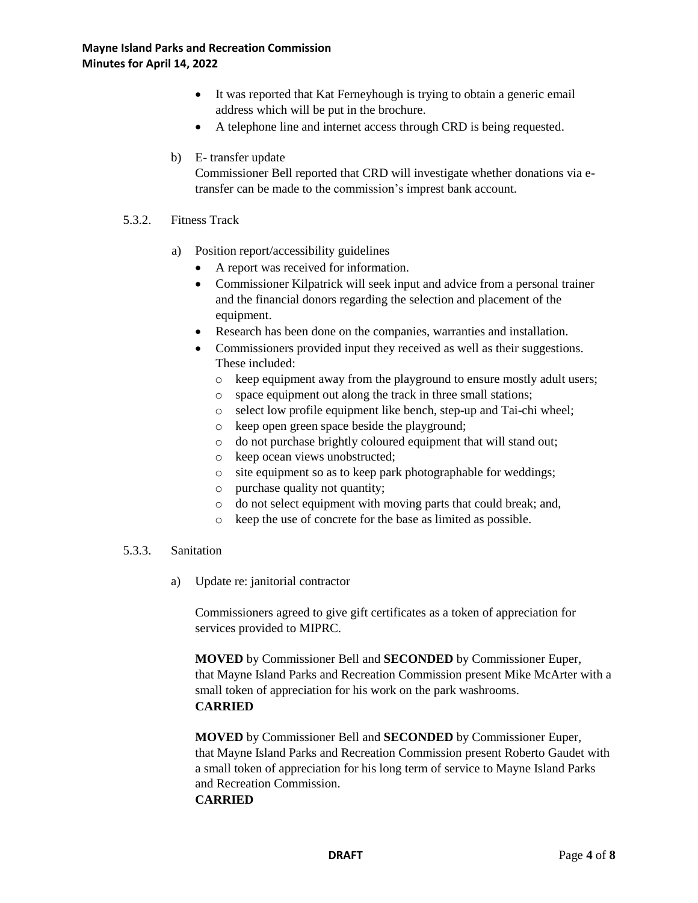- It was reported that Kat Ferneyhough is trying to obtain a generic email address which will be put in the brochure.
- A telephone line and internet access through CRD is being requested.

b) E- transfer update

Commissioner Bell reported that CRD will investigate whether donations via e-transfer can be made to the commission's imprest bank account.

5.3.2. Fitness Track

a) Position report/accessibility guidelines

- A report was received for information.
- Commissioner Kilpatrick will seek input and advice from a personal trainer and the financial donors regarding the selection and placement of the equipment.
- Research has been done on the companies, warranties and installation.
- Commissioners provided input they received as well as their suggestions. These included:
  - keep equipment away from the playground to ensure mostly adult users;
  - space equipment out along the track in three small stations;
  - select low profile equipment like bench, step-up and Tai-chi wheel;
  - keep open green space beside the playground;
  - do not purchase brightly coloured equipment that will stand out;
  - keep ocean views unobstructed;
  - site equipment so as to keep park photographable for weddings;
  - purchase quality not quantity;
  - do not select equipment with moving parts that could break; and,
  - keep the use of concrete for the base as limited as possible.

5.3.3. Sanitation

a) Update re: janitorial contractor

Commissioners agreed to give gift certificates as a token of appreciation for services provided to MIPRC.

**MOVED** by Commissioner Bell and **SECONDED** by Commissioner Euper, that Mayne Island Parks and Recreation Commission present Mike McArter with a small token of appreciation for his work on the park washrooms.
**CARRIED**

**MOVED** by Commissioner Bell and **SECONDED** by Commissioner Euper, that Mayne Island Parks and Recreation Commission present Roberto Gaudet with a small token of appreciation for his long term of service to Mayne Island Parks and Recreation Commission.
**CARRIED**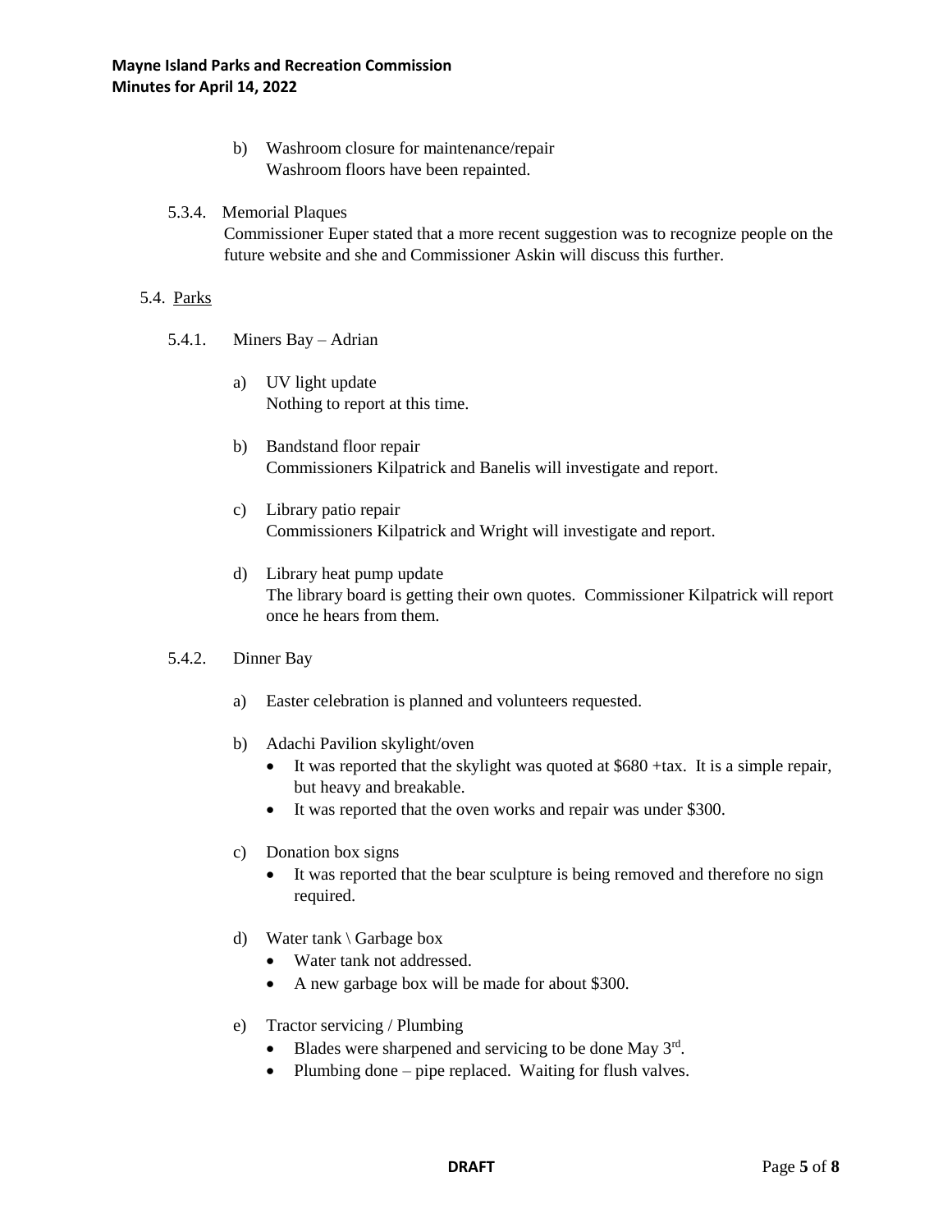b) Washroom closure for maintenance/repair
Washroom floors have been repainted.

5.3.4. Memorial Plaques
Commissioner Euper stated that a more recent suggestion was to recognize people on the future website and she and Commissioner Askin will discuss this further.

5.4. Parks

5.4.1. Miners Bay – Adrian

a) UV light update
Nothing to report at this time.

b) Bandstand floor repair
Commissioners Kilpatrick and Banelis will investigate and report.

c) Library patio repair
Commissioners Kilpatrick and Wright will investigate and report.

d) Library heat pump update
The library board is getting their own quotes. Commissioner Kilpatrick will report once he hears from them.

5.4.2. Dinner Bay

a) Easter celebration is planned and volunteers requested.

b) Adachi Pavilion skylight/oven
- It was reported that the skylight was quoted at $680 +tax. It is a simple repair, but heavy and breakable.
- It was reported that the oven works and repair was under $300.

c) Donation box signs
- It was reported that the bear sculpture is being removed and therefore no sign required.

d) Water tank \ Garbage box
- Water tank not addressed.
- A new garbage box will be made for about $300.

e) Tractor servicing / Plumbing
- Blades were sharpened and servicing to be done May 3rd.
- Plumbing done – pipe replaced. Waiting for flush valves.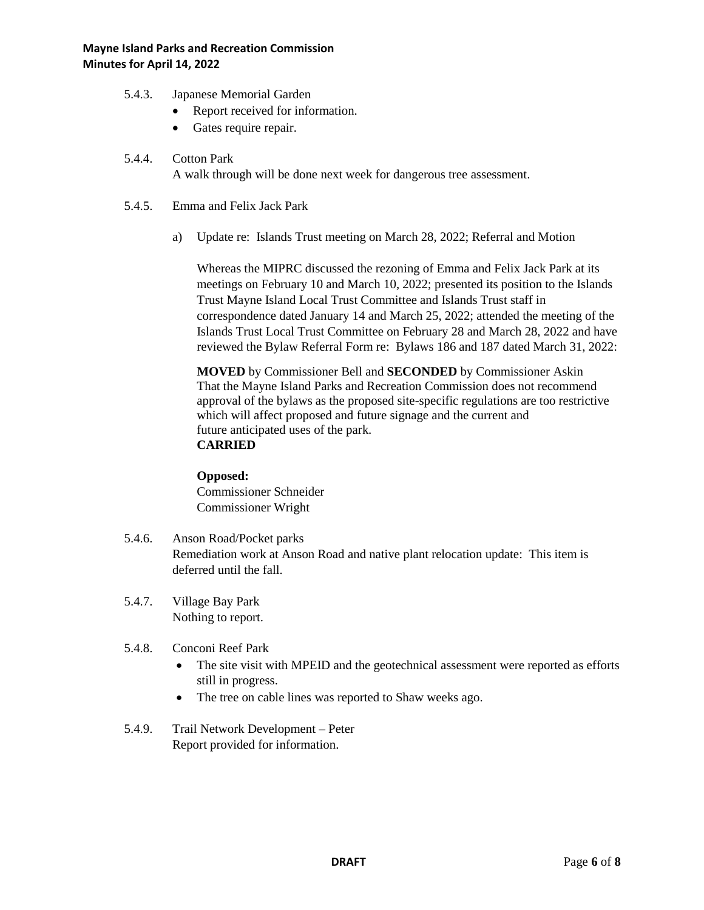5.4.3. Japanese Memorial Garden

- Report received for information.
- Gates require repair.

5.4.4. Cotton Park

A walk through will be done next week for dangerous tree assessment.

5.4.5. Emma and Felix Jack Park

a) Update re: Islands Trust meeting on March 28, 2022; Referral and Motion

Whereas the MIPRC discussed the rezoning of Emma and Felix Jack Park at its meetings on February 10 and March 10, 2022; presented its position to the Islands Trust Mayne Island Local Trust Committee and Islands Trust staff in correspondence dated January 14 and March 25, 2022; attended the meeting of the Islands Trust Local Trust Committee on February 28 and March 28, 2022 and have reviewed the Bylaw Referral Form re: Bylaws 186 and 187 dated March 31, 2022:

**MOVED** by Commissioner Bell and **SECONDED** by Commissioner Askin
That the Mayne Island Parks and Recreation Commission does not recommend approval of the bylaws as the proposed site-specific regulations are too restrictive which will affect proposed and future signage and the current and future anticipated uses of the park.
**CARRIED**

**Opposed:**
Commissioner Schneider
Commissioner Wright

5.4.6. Anson Road/Pocket parks

Remediation work at Anson Road and native plant relocation update: This item is deferred until the fall.

5.4.7. Village Bay Park

Nothing to report.

5.4.8. Conconi Reef Park

- The site visit with MPEID and the geotechnical assessment were reported as efforts still in progress.
- The tree on cable lines was reported to Shaw weeks ago.

5.4.9. Trail Network Development – Peter

Report provided for information.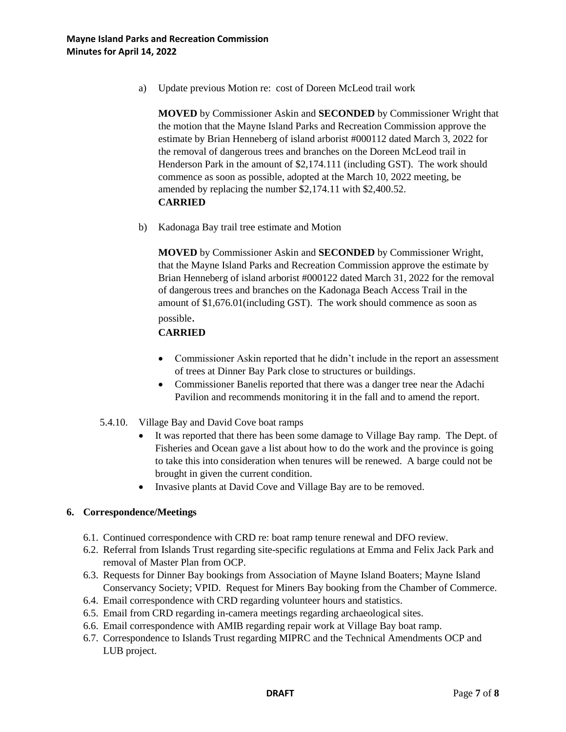a) Update previous Motion re: cost of Doreen McLeod trail work

**MOVED** by Commissioner Askin and **SECONDED** by Commissioner Wright that the motion that the Mayne Island Parks and Recreation Commission approve the estimate by Brian Henneberg of island arborist #000112 dated March 3, 2022 for the removal of dangerous trees and branches on the Doreen McLeod trail in Henderson Park in the amount of $2,174.111 (including GST). The work should commence as soon as possible, adopted at the March 10, 2022 meeting, be amended by replacing the number $2,174.11 with $2,400.52.
**CARRIED**

b) Kadonaga Bay trail tree estimate and Motion

**MOVED** by Commissioner Askin and **SECONDED** by Commissioner Wright, that the Mayne Island Parks and Recreation Commission approve the estimate by Brian Henneberg of island arborist #000122 dated March 31, 2022 for the removal of dangerous trees and branches on the Kadonaga Beach Access Trail in the amount of $1,676.01(including GST). The work should commence as soon as possible.
**CARRIED**

- Commissioner Askin reported that he didn't include in the report an assessment of trees at Dinner Bay Park close to structures or buildings.
- Commissioner Banelis reported that there was a danger tree near the Adachi Pavilion and recommends monitoring it in the fall and to amend the report.

5.4.10. Village Bay and David Cove boat ramps

- It was reported that there has been some damage to Village Bay ramp. The Dept. of Fisheries and Ocean gave a list about how to do the work and the province is going to take this into consideration when tenures will be renewed. A barge could not be brought in given the current condition.
- Invasive plants at David Cove and Village Bay are to be removed.

**6. Correspondence/Meetings**

6.1. Continued correspondence with CRD re: boat ramp tenure renewal and DFO review.
6.2. Referral from Islands Trust regarding site-specific regulations at Emma and Felix Jack Park and removal of Master Plan from OCP.
6.3. Requests for Dinner Bay bookings from Association of Mayne Island Boaters; Mayne Island Conservancy Society; VPID. Request for Miners Bay booking from the Chamber of Commerce.
6.4. Email correspondence with CRD regarding volunteer hours and statistics.
6.5. Email from CRD regarding in-camera meetings regarding archaeological sites.
6.6. Email correspondence with AMIB regarding repair work at Village Bay boat ramp.
6.7. Correspondence to Islands Trust regarding MIPRC and the Technical Amendments OCP and LUB project.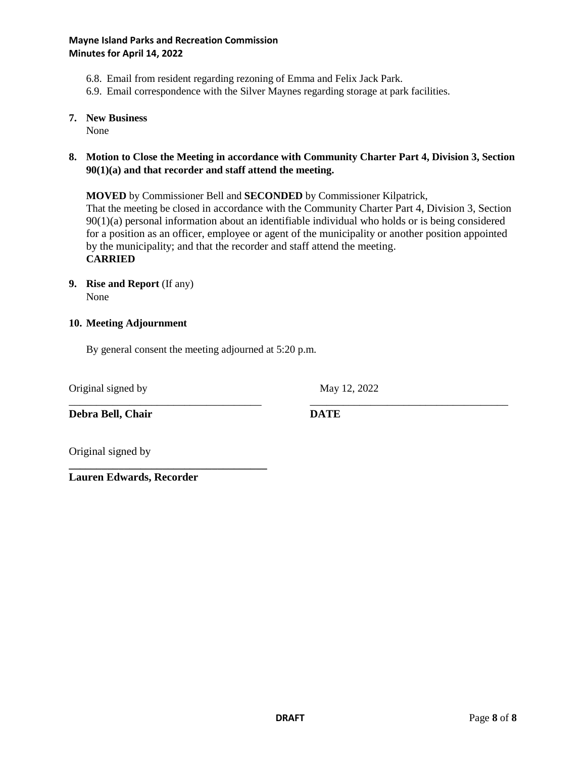6.8. Email from resident regarding rezoning of Emma and Felix Jack Park.
6.9. Email correspondence with the Silver Maynes regarding storage at park facilities.

**7. New Business**

None

**8. Motion to Close the Meeting in accordance with Community Charter Part 4, Division 3, Section 90(1)(a) and that recorder and staff attend the meeting.**

**MOVED** by Commissioner Bell and **SECONDED** by Commissioner Kilpatrick,
That the meeting be closed in accordance with the Community Charter Part 4, Division 3, Section 90(1)(a) personal information about an identifiable individual who holds or is being considered for a position as an officer, employee or agent of the municipality or another position appointed by the municipality; and that the recorder and staff attend the meeting.
**CARRIED**

**9. Rise and Report** (If any)

None

**10. Meeting Adjournment**

By general consent the meeting adjourned at 5:20 p.m.

Original signed by
_____________________________________
**Debra Bell, Chair**

May 12, 2022
_____________________________________
**DATE**

Original signed by
_____________________________________
**Lauren Edwards, Recorder**

**DRAFT**